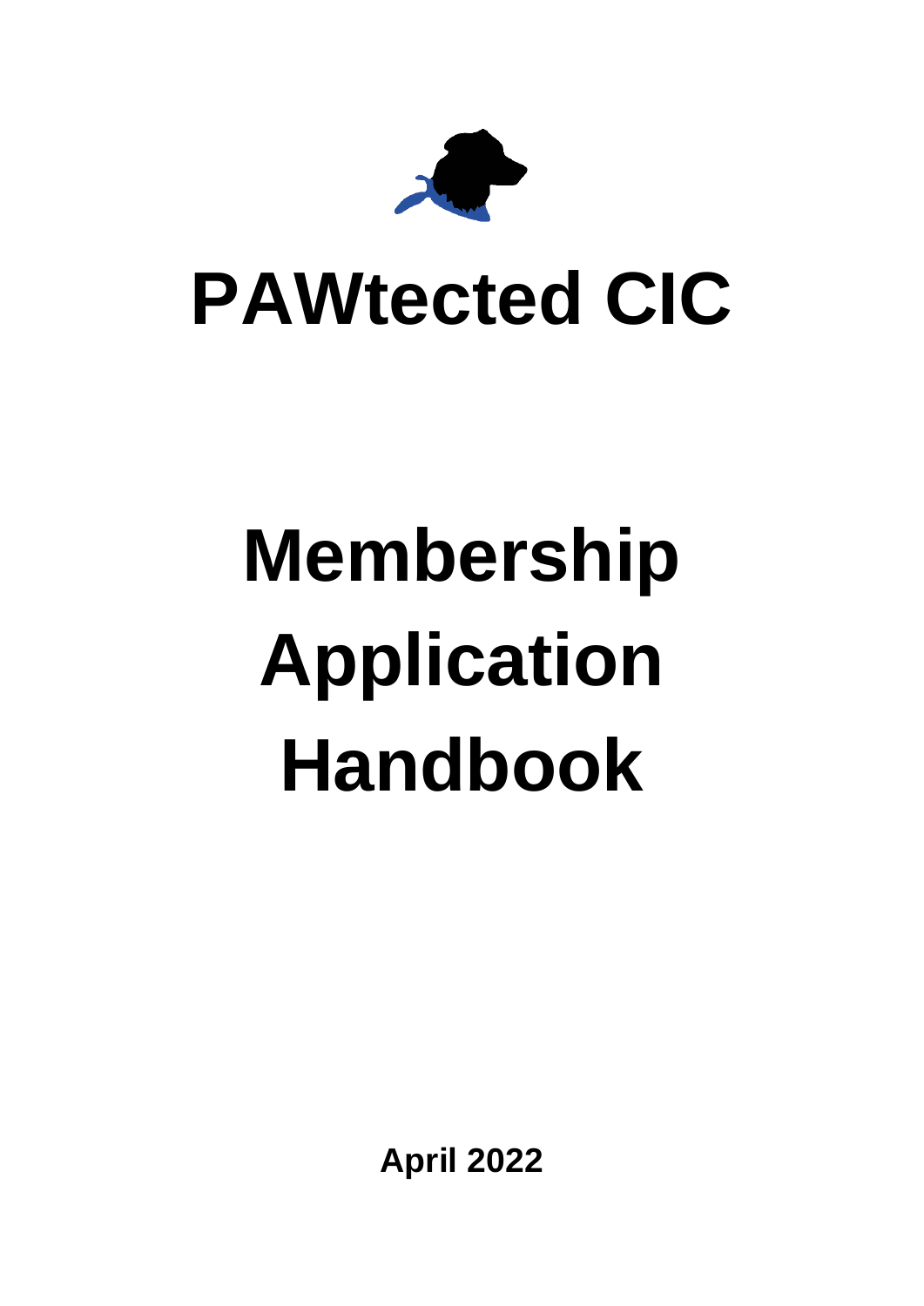# PAWtected CIC

# Membership Application Handbook

**April 2022**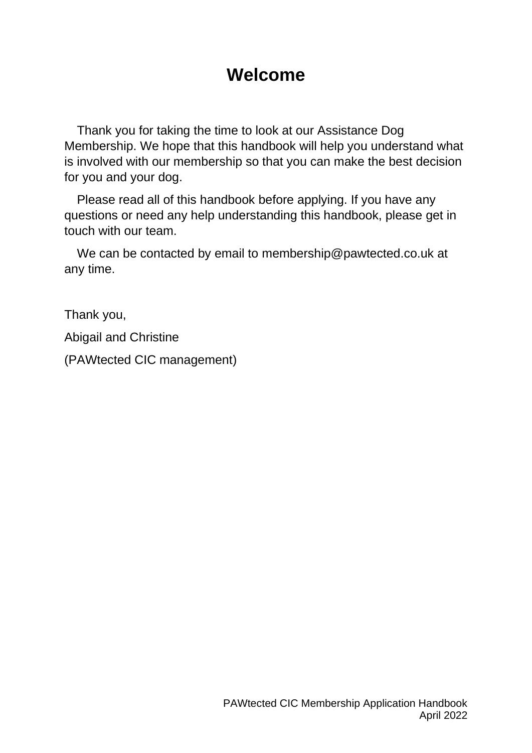# Welcome

Thank you for taking the time to look at our Assistance Dog Membership. We hope that this handbook will help you understand what is involved with our membership so that you can make the best decision for you and your dog.

Please read all of this handbook before applying. If you have any questions or need any help understanding this handbook, please get in touch with our team.

We can be contacted by email to membership@pawtected.co.uk at any time.

Thank you,

Abigail and Christine

(PAWtected CIC management)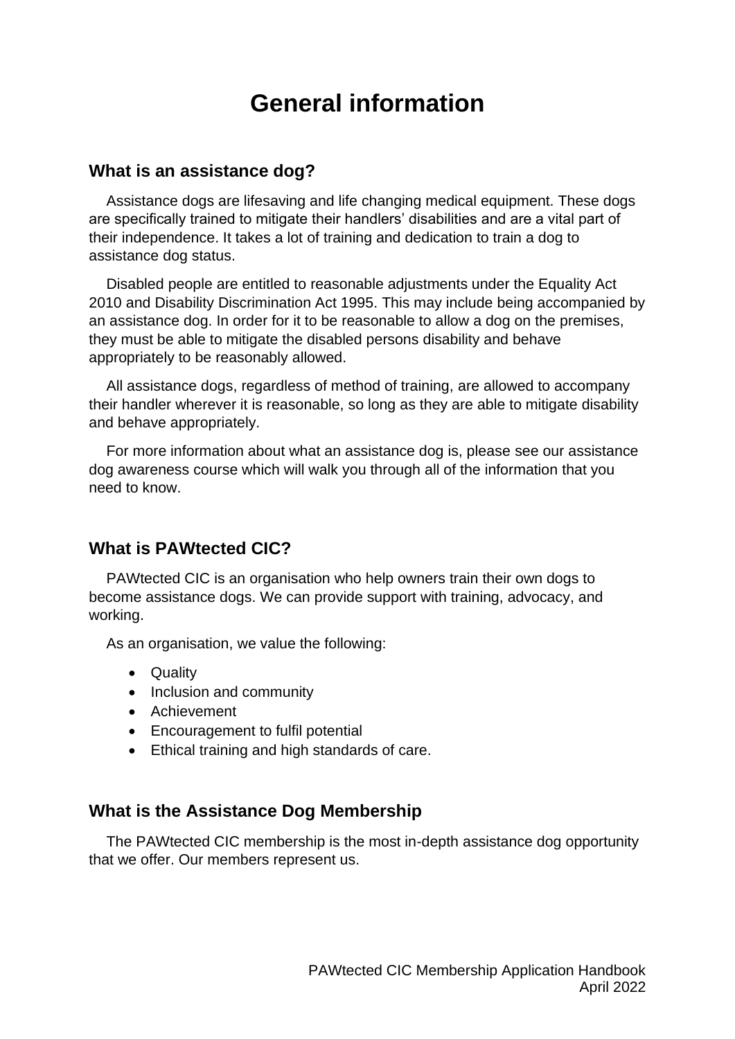# General information

## What is an assistance dog?

Assistance dogs are lifesaving and life changing medical equipment. These dogs are specifically trained to mitigate their handlers' disabilities and are a vital part of their independence. It takes a lot of training and dedication to train a dog to assistance dog status.

Disabled people are entitled to reasonable adjustments under the Equality Act 2010 and Disability Discrimination Act 1995. This may include being accompanied by an assistance dog. In order for it to be reasonable to allow a dog on the premises, they must be able to mitigate the disabled persons disability and behave appropriately to be reasonably allowed.

All assistance dogs, regardless of method of training, are allowed to accompany their handler wherever it is reasonable, so long as they are able to mitigate disability and behave appropriately.

For more information about what an assistance dog is, please see our assistance dog awareness course which will walk you through all of the information that you need to know.

## What is PAWtected CIC?

PAWtected CIC is an organisation who help owners train their own dogs to become assistance dogs. We can provide support with training, advocacy, and working.

As an organisation, we value the following:

- Quality
- Inclusion and community
- Achievement
- Encouragement to fulfil potential
- Ethical training and high standards of care.

## What is the Assistance Dog Membership

The PAWtected CIC membership is the most in-depth assistance dog opportunity that we offer. Our members represent us.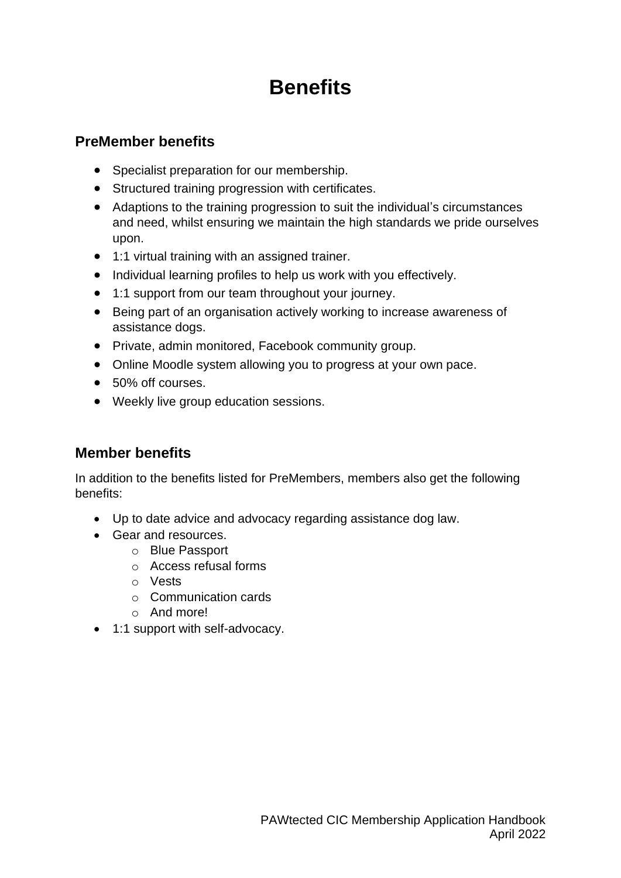# Benefits

## PreMember benefits

- Specialist preparation for our membership.
- Structured training progression with certificates.
- Adaptions to the training progression to suit the individual's circumstances and need, whilst ensuring we maintain the high standards we pride ourselves upon.
- 1:1 virtual training with an assigned trainer.
- Individual learning profiles to help us work with you effectively.
- 1:1 support from our team throughout your journey.
- Being part of an organisation actively working to increase awareness of assistance dogs.
- Private, admin monitored, Facebook community group.
- Online Moodle system allowing you to progress at your own pace.
- 50% off courses.
- Weekly live group education sessions.

## Member benefits

In addition to the benefits listed for PreMembers, members also get the following benefits:

- Up to date advice and advocacy regarding assistance dog law.
- Gear and resources.
  - Blue Passport
  - Access refusal forms
  - Vests
  - Communication cards
  - And more!
- 1:1 support with self-advocacy.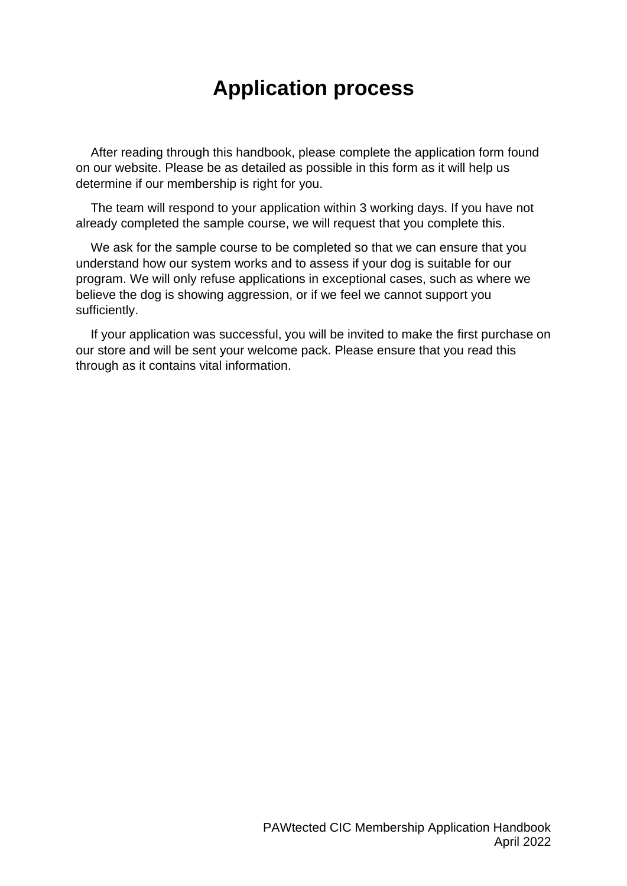# Application process

After reading through this handbook, please complete the application form found on our website. Please be as detailed as possible in this form as it will help us determine if our membership is right for you.

The team will respond to your application within 3 working days. If you have not already completed the sample course, we will request that you complete this.

We ask for the sample course to be completed so that we can ensure that you understand how our system works and to assess if your dog is suitable for our program. We will only refuse applications in exceptional cases, such as where we believe the dog is showing aggression, or if we feel we cannot support you sufficiently.

If your application was successful, you will be invited to make the first purchase on our store and will be sent your welcome pack. Please ensure that you read this through as it contains vital information.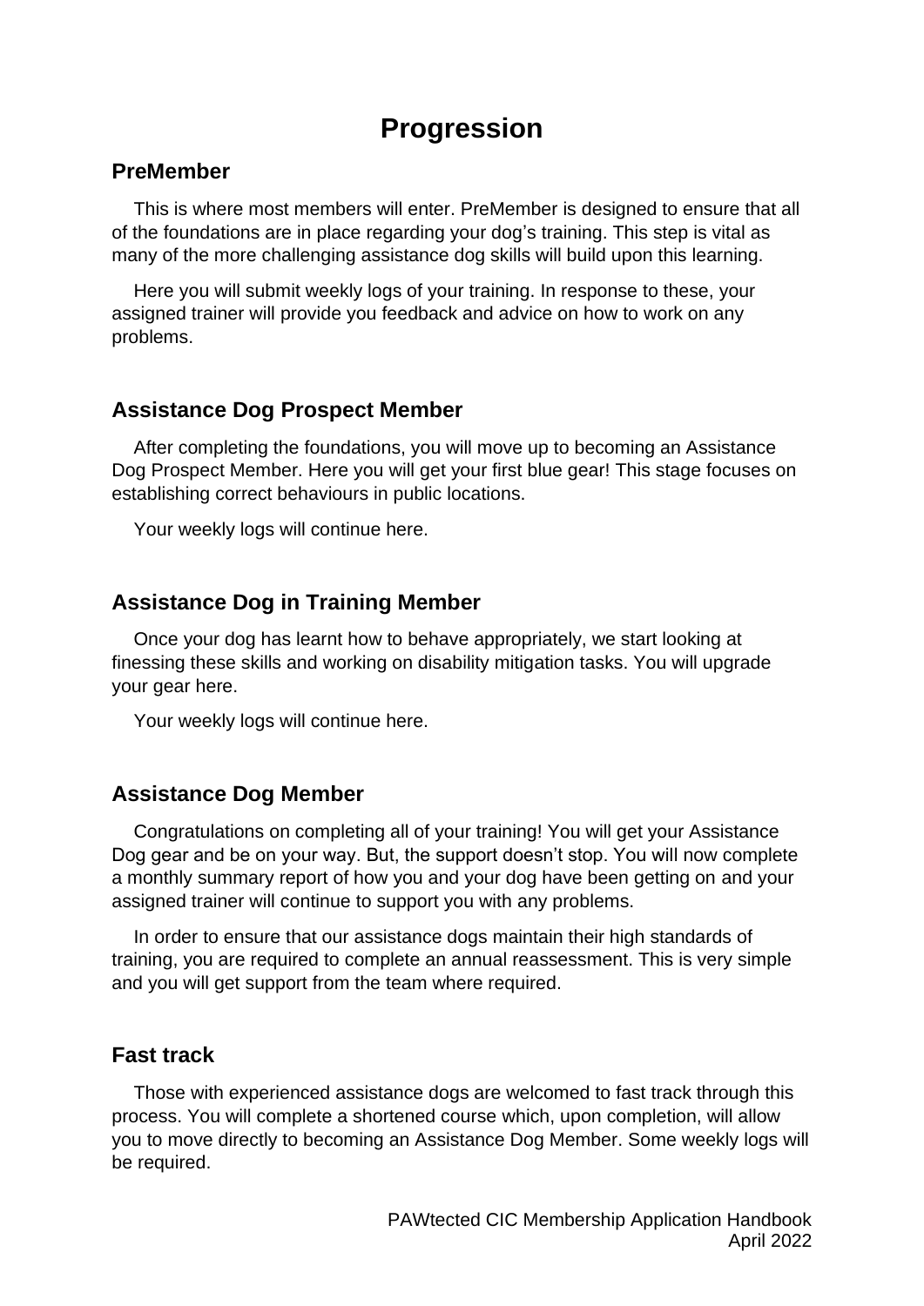# Progression

## PreMember

This is where most members will enter. PreMember is designed to ensure that all of the foundations are in place regarding your dog's training. This step is vital as many of the more challenging assistance dog skills will build upon this learning.

Here you will submit weekly logs of your training. In response to these, your assigned trainer will provide you feedback and advice on how to work on any problems.

## Assistance Dog Prospect Member

After completing the foundations, you will move up to becoming an Assistance Dog Prospect Member. Here you will get your first blue gear! This stage focuses on establishing correct behaviours in public locations.

Your weekly logs will continue here.

## Assistance Dog in Training Member

Once your dog has learnt how to behave appropriately, we start looking at finessing these skills and working on disability mitigation tasks. You will upgrade your gear here.

Your weekly logs will continue here.

## Assistance Dog Member

Congratulations on completing all of your training! You will get your Assistance Dog gear and be on your way. But, the support doesn't stop. You will now complete a monthly summary report of how you and your dog have been getting on and your assigned trainer will continue to support you with any problems.

In order to ensure that our assistance dogs maintain their high standards of training, you are required to complete an annual reassessment. This is very simple and you will get support from the team where required.

## Fast track

Those with experienced assistance dogs are welcomed to fast track through this process. You will complete a shortened course which, upon completion, will allow you to move directly to becoming an Assistance Dog Member. Some weekly logs will be required.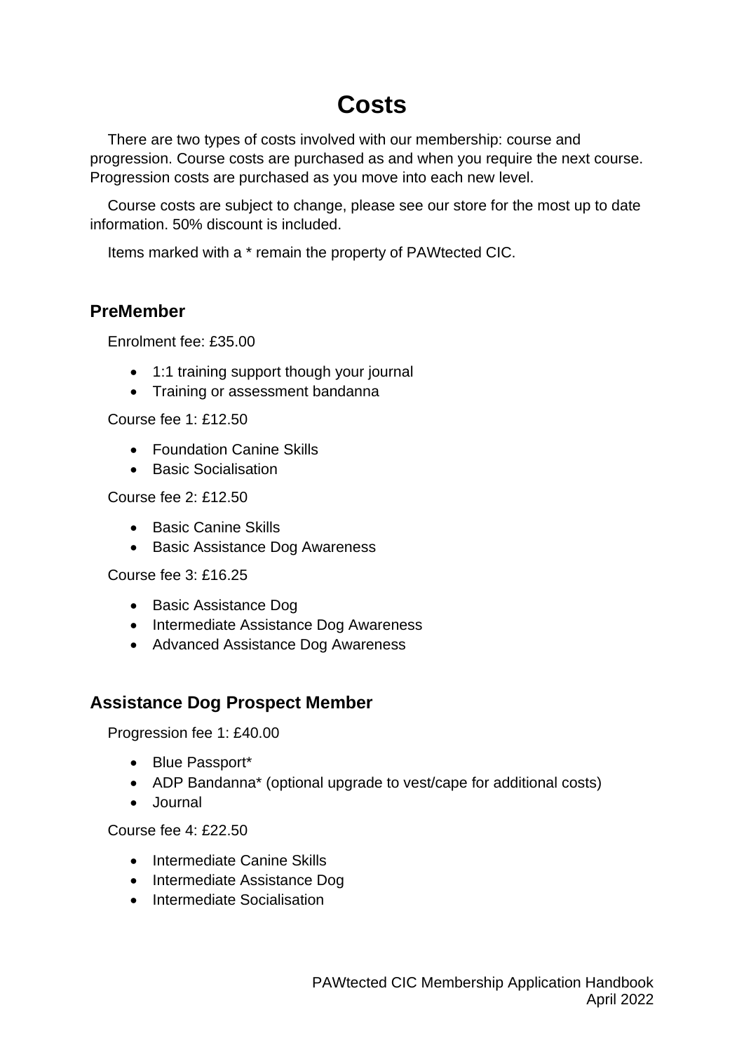# Costs

There are two types of costs involved with our membership: course and progression. Course costs are purchased as and when you require the next course. Progression costs are purchased as you move into each new level.

Course costs are subject to change, please see our store for the most up to date information. 50% discount is included.

Items marked with a * remain the property of PAWtected CIC.

## PreMember

Enrolment fee: £35.00

- 1:1 training support though your journal
- Training or assessment bandanna

Course fee 1: £12.50

- Foundation Canine Skills
- Basic Socialisation

Course fee 2: £12.50

- Basic Canine Skills
- Basic Assistance Dog Awareness

Course fee 3: £16.25

- Basic Assistance Dog
- Intermediate Assistance Dog Awareness
- Advanced Assistance Dog Awareness

## Assistance Dog Prospect Member

Progression fee 1: £40.00

- Blue Passport*
- ADP Bandanna* (optional upgrade to vest/cape for additional costs)
- Journal

Course fee 4: £22.50

- Intermediate Canine Skills
- Intermediate Assistance Dog
- Intermediate Socialisation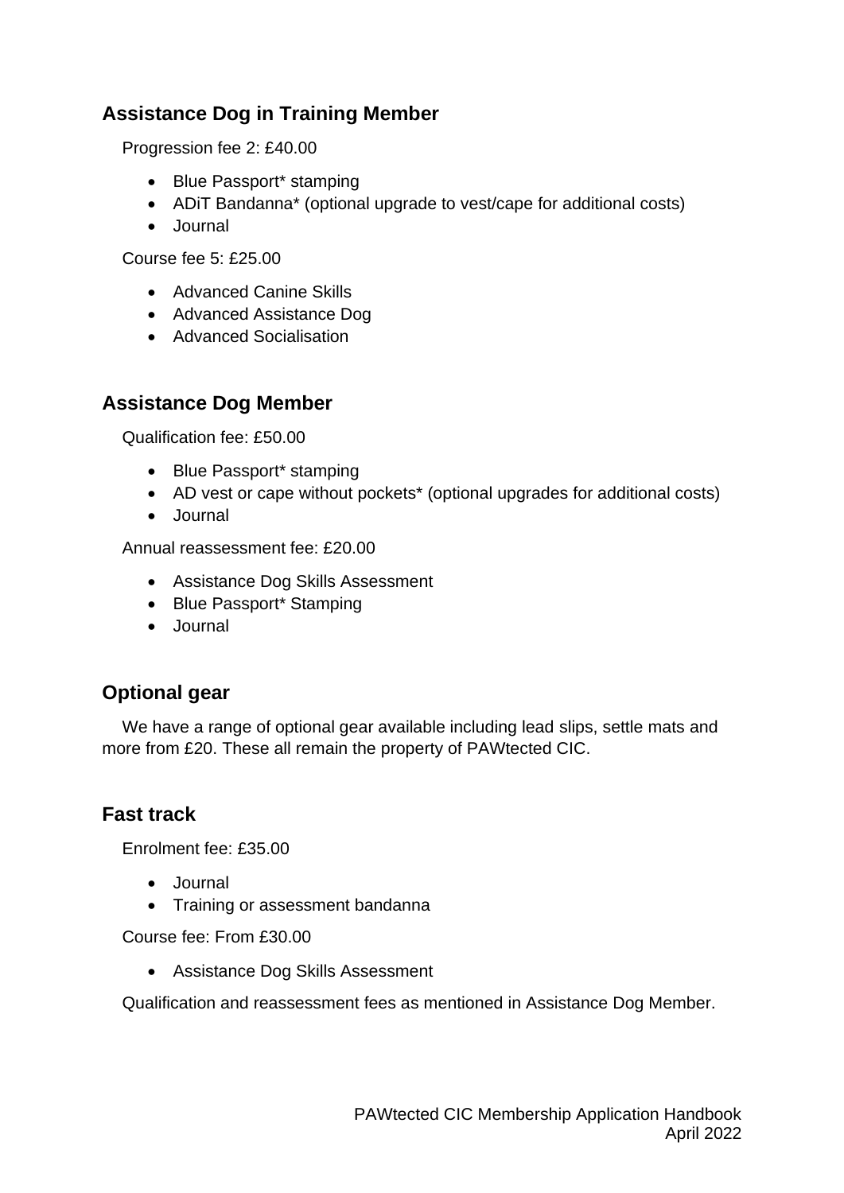## Assistance Dog in Training Member

Progression fee 2: £40.00

- Blue Passport* stamping
- ADiT Bandanna* (optional upgrade to vest/cape for additional costs)
- Journal

Course fee 5: £25.00

- Advanced Canine Skills
- Advanced Assistance Dog
- Advanced Socialisation

## Assistance Dog Member

Qualification fee: £50.00

- Blue Passport* stamping
- AD vest or cape without pockets* (optional upgrades for additional costs)
- Journal

Annual reassessment fee: £20.00

- Assistance Dog Skills Assessment
- Blue Passport* Stamping
- Journal

## Optional gear

We have a range of optional gear available including lead slips, settle mats and more from £20. These all remain the property of PAWtected CIC.

## Fast track

Enrolment fee: £35.00

- Journal
- Training or assessment bandanna

Course fee: From £30.00

- Assistance Dog Skills Assessment

Qualification and reassessment fees as mentioned in Assistance Dog Member.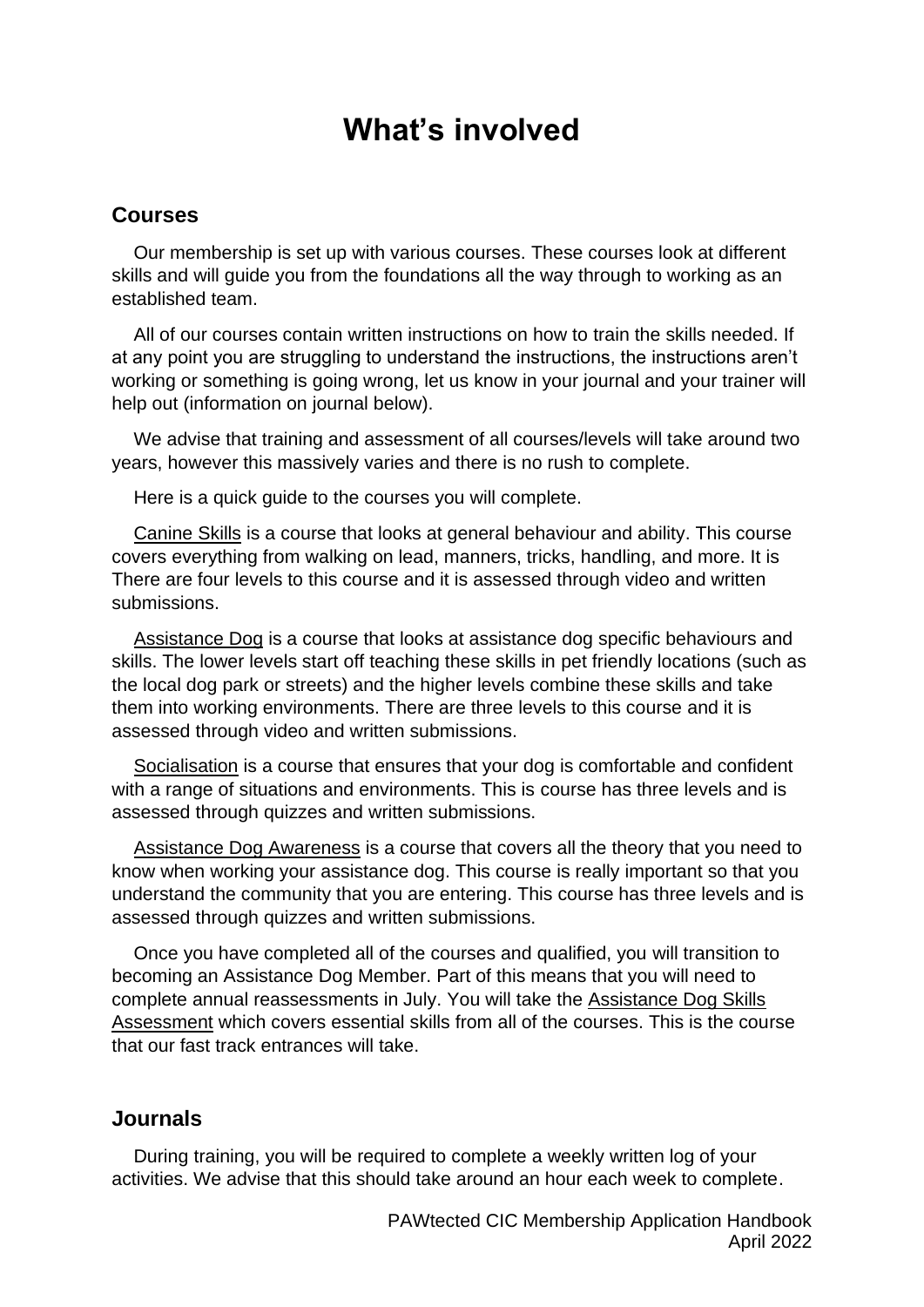# What's involved

## Courses

Our membership is set up with various courses. These courses look at different skills and will guide you from the foundations all the way through to working as an established team.

All of our courses contain written instructions on how to train the skills needed. If at any point you are struggling to understand the instructions, the instructions aren't working or something is going wrong, let us know in your journal and your trainer will help out (information on journal below).

We advise that training and assessment of all courses/levels will take around two years, however this massively varies and there is no rush to complete.

Here is a quick guide to the courses you will complete.

Canine Skills is a course that looks at general behaviour and ability. This course covers everything from walking on lead, manners, tricks, handling, and more. It is There are four levels to this course and it is assessed through video and written submissions.

Assistance Dog is a course that looks at assistance dog specific behaviours and skills. The lower levels start off teaching these skills in pet friendly locations (such as the local dog park or streets) and the higher levels combine these skills and take them into working environments. There are three levels to this course and it is assessed through video and written submissions.

Socialisation is a course that ensures that your dog is comfortable and confident with a range of situations and environments. This is course has three levels and is assessed through quizzes and written submissions.

Assistance Dog Awareness is a course that covers all the theory that you need to know when working your assistance dog. This course is really important so that you understand the community that you are entering. This course has three levels and is assessed through quizzes and written submissions.

Once you have completed all of the courses and qualified, you will transition to becoming an Assistance Dog Member. Part of this means that you will need to complete annual reassessments in July. You will take the Assistance Dog Skills Assessment which covers essential skills from all of the courses. This is the course that our fast track entrances will take.

## Journals

During training, you will be required to complete a weekly written log of your activities. We advise that this should take around an hour each week to complete.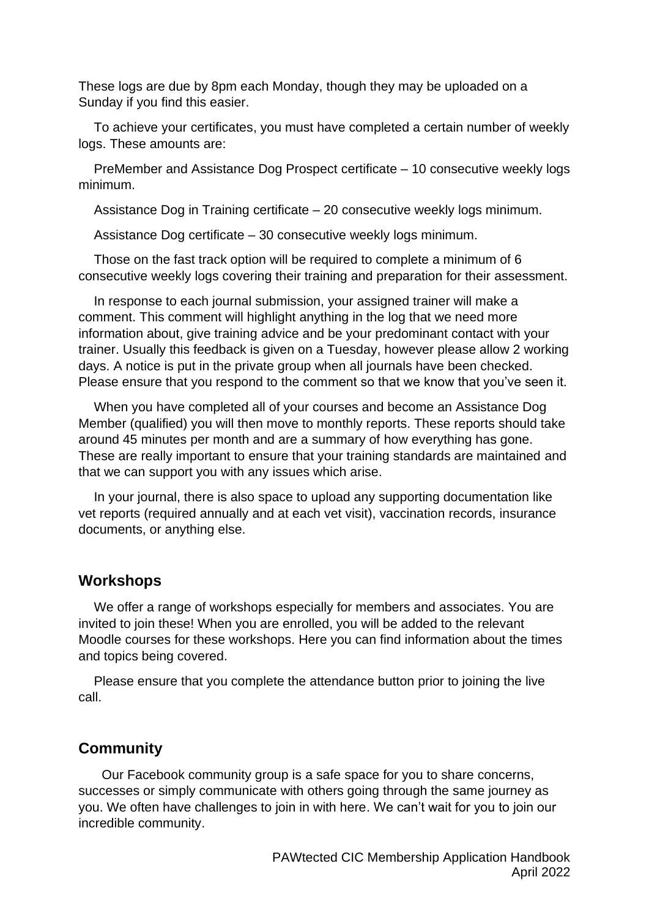These logs are due by 8pm each Monday, though they may be uploaded on a Sunday if you find this easier.

To achieve your certificates, you must have completed a certain number of weekly logs. These amounts are:

PreMember and Assistance Dog Prospect certificate – 10 consecutive weekly logs minimum.

Assistance Dog in Training certificate – 20 consecutive weekly logs minimum.

Assistance Dog certificate – 30 consecutive weekly logs minimum.

Those on the fast track option will be required to complete a minimum of 6 consecutive weekly logs covering their training and preparation for their assessment.

In response to each journal submission, your assigned trainer will make a comment. This comment will highlight anything in the log that we need more information about, give training advice and be your predominant contact with your trainer. Usually this feedback is given on a Tuesday, however please allow 2 working days. A notice is put in the private group when all journals have been checked. Please ensure that you respond to the comment so that we know that you've seen it.

When you have completed all of your courses and become an Assistance Dog Member (qualified) you will then move to monthly reports. These reports should take around 45 minutes per month and are a summary of how everything has gone. These are really important to ensure that your training standards are maintained and that we can support you with any issues which arise.

In your journal, there is also space to upload any supporting documentation like vet reports (required annually and at each vet visit), vaccination records, insurance documents, or anything else.

## Workshops

We offer a range of workshops especially for members and associates. You are invited to join these! When you are enrolled, you will be added to the relevant Moodle courses for these workshops. Here you can find information about the times and topics being covered.

Please ensure that you complete the attendance button prior to joining the live call.

## Community

Our Facebook community group is a safe space for you to share concerns, successes or simply communicate with others going through the same journey as you. We often have challenges to join in with here. We can't wait for you to join our incredible community.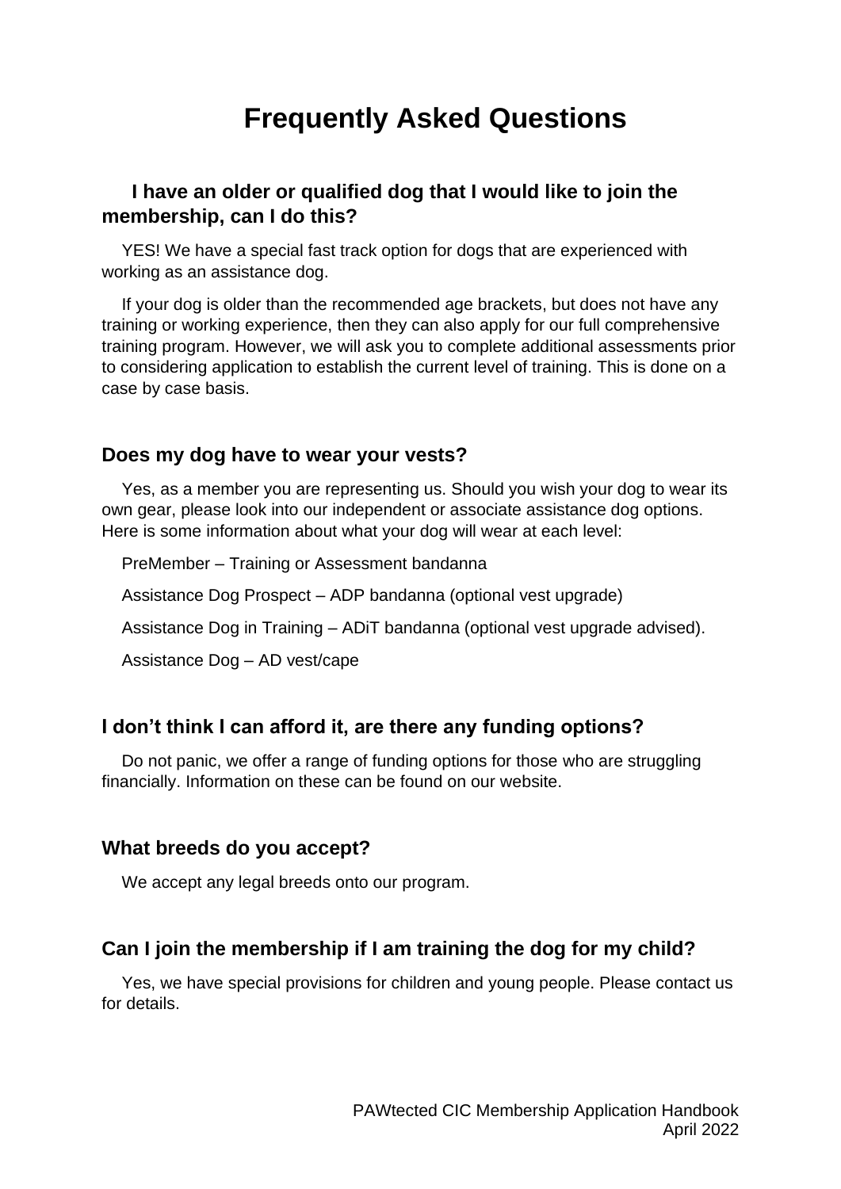# Frequently Asked Questions

## I have an older or qualified dog that I would like to join the membership, can I do this?

YES! We have a special fast track option for dogs that are experienced with working as an assistance dog.

If your dog is older than the recommended age brackets, but does not have any training or working experience, then they can also apply for our full comprehensive training program. However, we will ask you to complete additional assessments prior to considering application to establish the current level of training. This is done on a case by case basis.

## Does my dog have to wear your vests?

Yes, as a member you are representing us. Should you wish your dog to wear its own gear, please look into our independent or associate assistance dog options. Here is some information about what your dog will wear at each level:

PreMember – Training or Assessment bandanna

Assistance Dog Prospect – ADP bandanna (optional vest upgrade)

Assistance Dog in Training – ADiT bandanna (optional vest upgrade advised).

Assistance Dog – AD vest/cape

## I don’t think I can afford it, are there any funding options?

Do not panic, we offer a range of funding options for those who are struggling financially. Information on these can be found on our website.

## What breeds do you accept?

We accept any legal breeds onto our program.

## Can I join the membership if I am training the dog for my child?

Yes, we have special provisions for children and young people. Please contact us for details.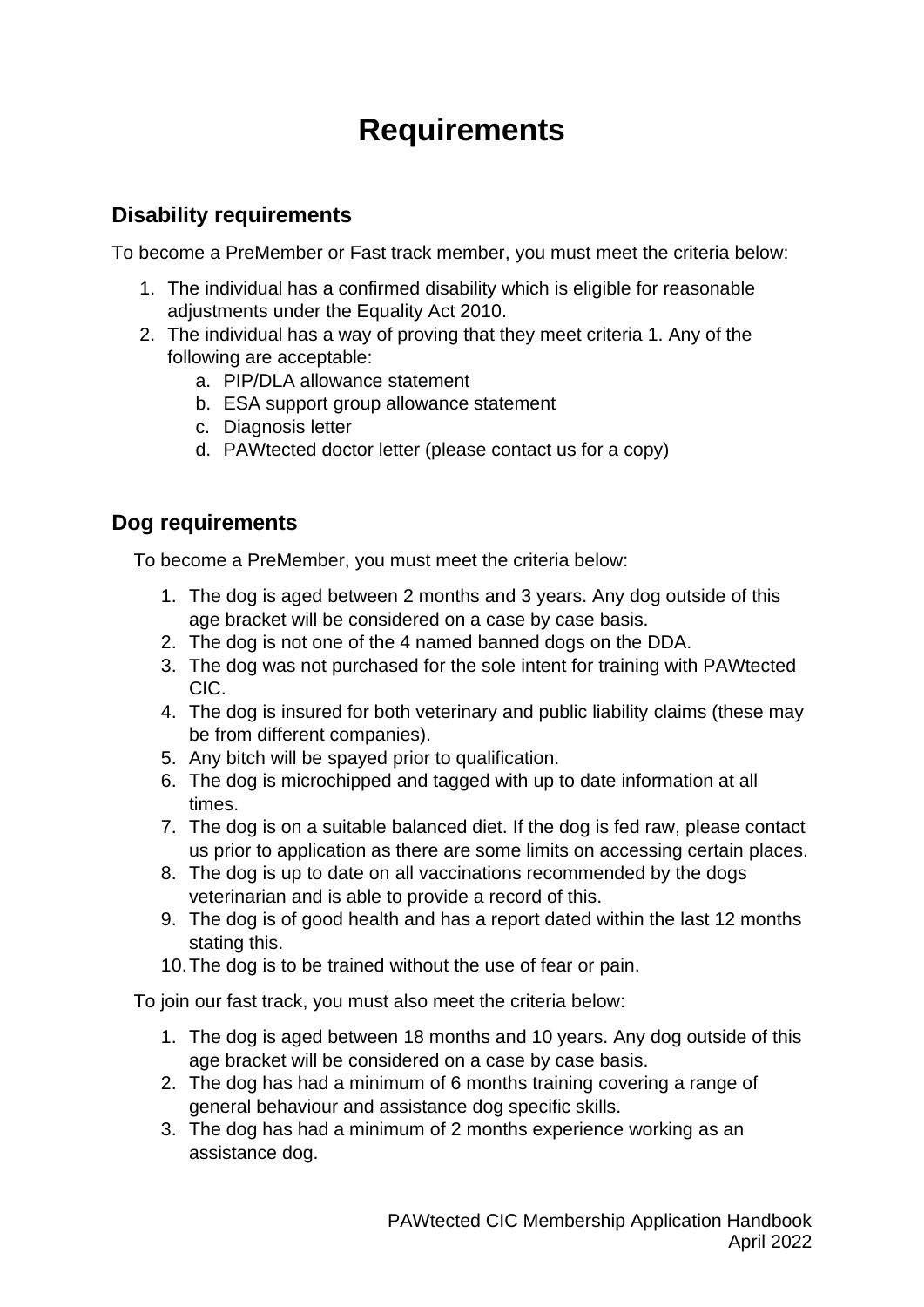# Requirements

## Disability requirements

To become a PreMember or Fast track member, you must meet the criteria below:

1. The individual has a confirmed disability which is eligible for reasonable adjustments under the Equality Act 2010.
2. The individual has a way of proving that they meet criteria 1. Any of the following are acceptable:
    a. PIP/DLA allowance statement
    b. ESA support group allowance statement
    c. Diagnosis letter
    d. PAWtected doctor letter (please contact us for a copy)

## Dog requirements

To become a PreMember, you must meet the criteria below:

1. The dog is aged between 2 months and 3 years. Any dog outside of this age bracket will be considered on a case by case basis.
2. The dog is not one of the 4 named banned dogs on the DDA.
3. The dog was not purchased for the sole intent for training with PAWtected CIC.
4. The dog is insured for both veterinary and public liability claims (these may be from different companies).
5. Any bitch will be spayed prior to qualification.
6. The dog is microchipped and tagged with up to date information at all times.
7. The dog is on a suitable balanced diet. If the dog is fed raw, please contact us prior to application as there are some limits on accessing certain places.
8. The dog is up to date on all vaccinations recommended by the dogs veterinarian and is able to provide a record of this.
9. The dog is of good health and has a report dated within the last 12 months stating this.
10. The dog is to be trained without the use of fear or pain.

To join our fast track, you must also meet the criteria below:

1. The dog is aged between 18 months and 10 years. Any dog outside of this age bracket will be considered on a case by case basis.
2. The dog has had a minimum of 6 months training covering a range of general behaviour and assistance dog specific skills.
3. The dog has had a minimum of 2 months experience working as an assistance dog.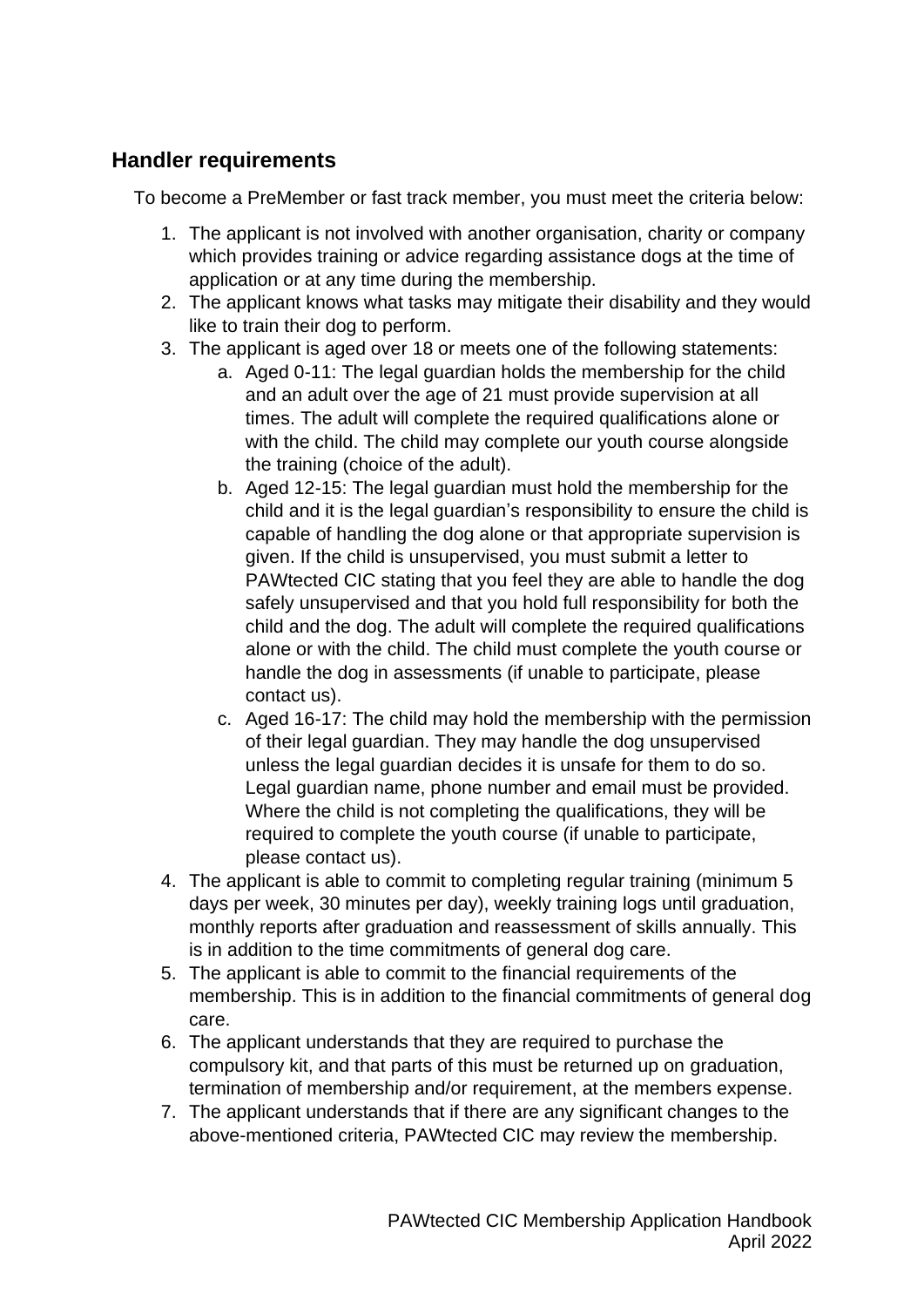## Handler requirements

To become a PreMember or fast track member, you must meet the criteria below:

1. The applicant is not involved with another organisation, charity or company which provides training or advice regarding assistance dogs at the time of application or at any time during the membership.
2. The applicant knows what tasks may mitigate their disability and they would like to train their dog to perform.
3. The applicant is aged over 18 or meets one of the following statements:
    a. Aged 0-11: The legal guardian holds the membership for the child and an adult over the age of 21 must provide supervision at all times. The adult will complete the required qualifications alone or with the child. The child may complete our youth course alongside the training (choice of the adult).
    b. Aged 12-15: The legal guardian must hold the membership for the child and it is the legal guardian's responsibility to ensure the child is capable of handling the dog alone or that appropriate supervision is given. If the child is unsupervised, you must submit a letter to PAWtected CIC stating that you feel they are able to handle the dog safely unsupervised and that you hold full responsibility for both the child and the dog. The adult will complete the required qualifications alone or with the child. The child must complete the youth course or handle the dog in assessments (if unable to participate, please contact us).
    c. Aged 16-17: The child may hold the membership with the permission of their legal guardian. They may handle the dog unsupervised unless the legal guardian decides it is unsafe for them to do so. Legal guardian name, phone number and email must be provided. Where the child is not completing the qualifications, they will be required to complete the youth course (if unable to participate, please contact us).
4. The applicant is able to commit to completing regular training (minimum 5 days per week, 30 minutes per day), weekly training logs until graduation, monthly reports after graduation and reassessment of skills annually. This is in addition to the time commitments of general dog care.
5. The applicant is able to commit to the financial requirements of the membership. This is in addition to the financial commitments of general dog care.
6. The applicant understands that they are required to purchase the compulsory kit, and that parts of this must be returned up on graduation, termination of membership and/or requirement, at the members expense.
7. The applicant understands that if there are any significant changes to the above-mentioned criteria, PAWtected CIC may review the membership.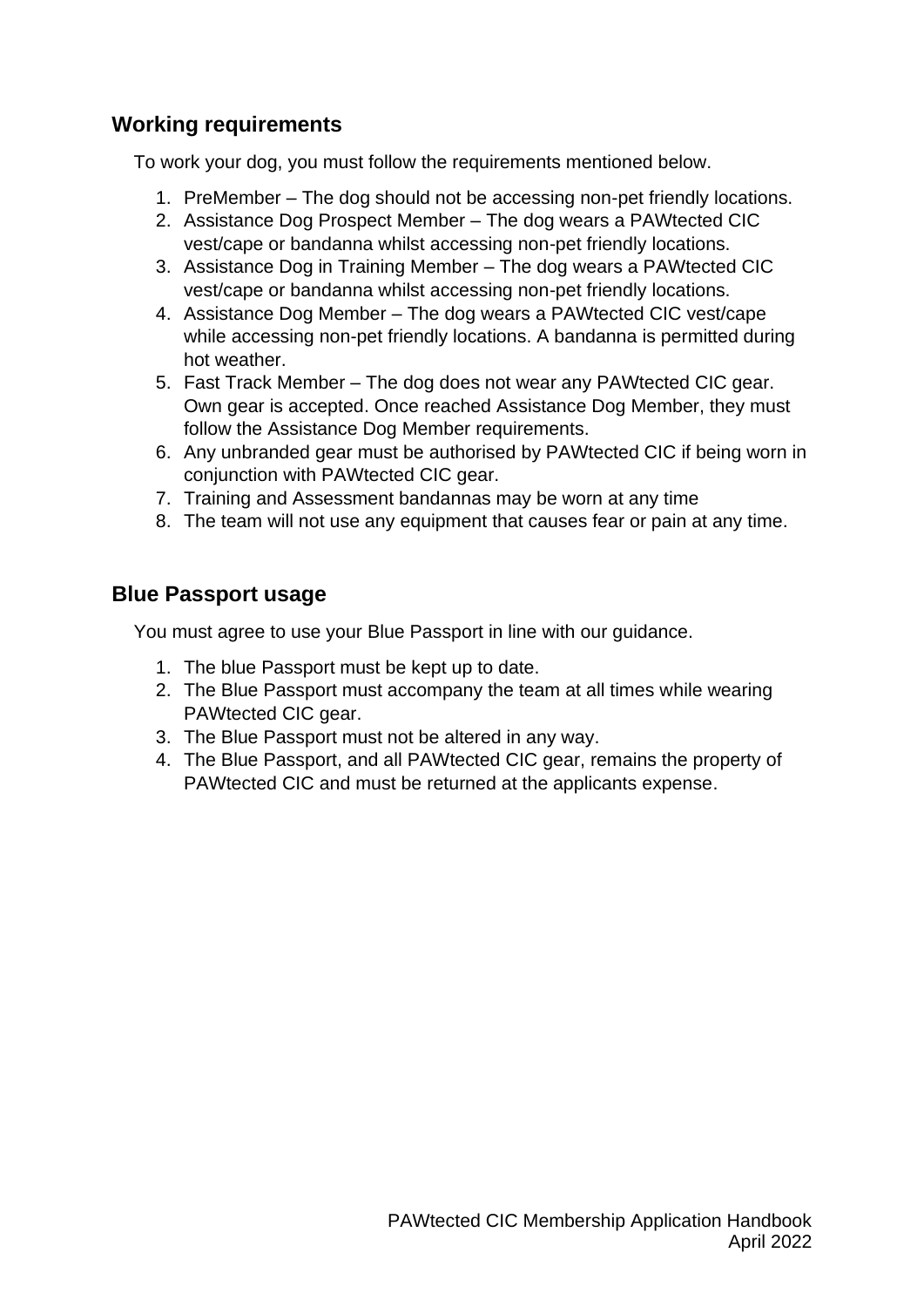## Working requirements

To work your dog, you must follow the requirements mentioned below.

1. PreMember – The dog should not be accessing non-pet friendly locations.
2. Assistance Dog Prospect Member – The dog wears a PAWtected CIC vest/cape or bandanna whilst accessing non-pet friendly locations.
3. Assistance Dog in Training Member – The dog wears a PAWtected CIC vest/cape or bandanna whilst accessing non-pet friendly locations.
4. Assistance Dog Member – The dog wears a PAWtected CIC vest/cape while accessing non-pet friendly locations. A bandanna is permitted during hot weather.
5. Fast Track Member – The dog does not wear any PAWtected CIC gear. Own gear is accepted. Once reached Assistance Dog Member, they must follow the Assistance Dog Member requirements.
6. Any unbranded gear must be authorised by PAWtected CIC if being worn in conjunction with PAWtected CIC gear.
7. Training and Assessment bandannas may be worn at any time
8. The team will not use any equipment that causes fear or pain at any time.

## Blue Passport usage

You must agree to use your Blue Passport in line with our guidance.

1. The blue Passport must be kept up to date.
2. The Blue Passport must accompany the team at all times while wearing PAWtected CIC gear.
3. The Blue Passport must not be altered in any way.
4. The Blue Passport, and all PAWtected CIC gear, remains the property of PAWtected CIC and must be returned at the applicants expense.